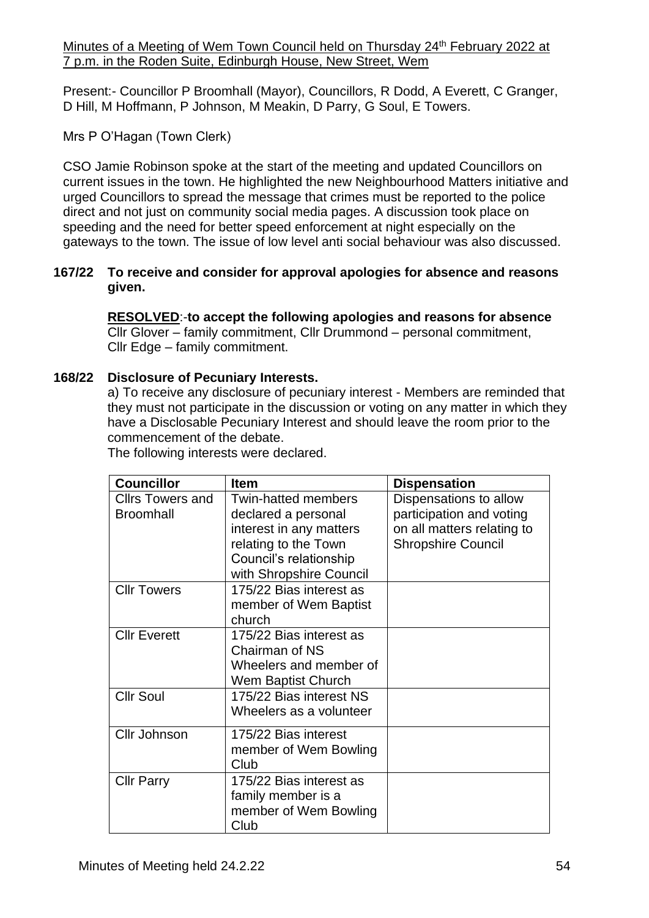Minutes of a Meeting of Wem Town Council held on Thursday 24th February 2022 at 7 p.m. in the Roden Suite, Edinburgh House, New Street, Wem

Present:- Councillor P Broomhall (Mayor), Councillors, R Dodd, A Everett, C Granger, D Hill, M Hoffmann, P Johnson, M Meakin, D Parry, G Soul, E Towers.

Mrs P O'Hagan (Town Clerk)

CSO Jamie Robinson spoke at the start of the meeting and updated Councillors on current issues in the town. He highlighted the new Neighbourhood Matters initiative and urged Councillors to spread the message that crimes must be reported to the police direct and not just on community social media pages. A discussion took place on speeding and the need for better speed enforcement at night especially on the gateways to the town. The issue of low level anti social behaviour was also discussed.

**167/22 To receive and consider for approval apologies for absence and reasons given.**

**RESOLVED**:-**to accept the following apologies and reasons for absence**
Cllr Glover – family commitment, Cllr Drummond – personal commitment, Cllr Edge – family commitment.

**168/22 Disclosure of Pecuniary Interests.**

a) To receive any disclosure of pecuniary interest - Members are reminded that they must not participate in the discussion or voting on any matter in which they have a Disclosable Pecuniary Interest and should leave the room prior to the commencement of the debate.

The following interests were declared.

| Councillor | Item | Dispensation |
|---|---|---|
| Cllrs Towers and Broomhall | Twin-hatted members declared a personal interest in any matters relating to the Town Council's relationship with Shropshire Council | Dispensations to allow participation and voting on all matters relating to Shropshire Council |
| Cllr Towers | 175/22 Bias interest as member of Wem Baptist church | |
| Cllr Everett | 175/22 Bias interest as Chairman of NS Wheelers and member of Wem Baptist Church | |
| Cllr Soul | 175/22 Bias interest NS Wheelers as a volunteer | |
| Cllr Johnson | 175/22 Bias interest member of Wem Bowling Club | |
| Cllr Parry | 175/22 Bias interest as family member is a member of Wem Bowling Club | |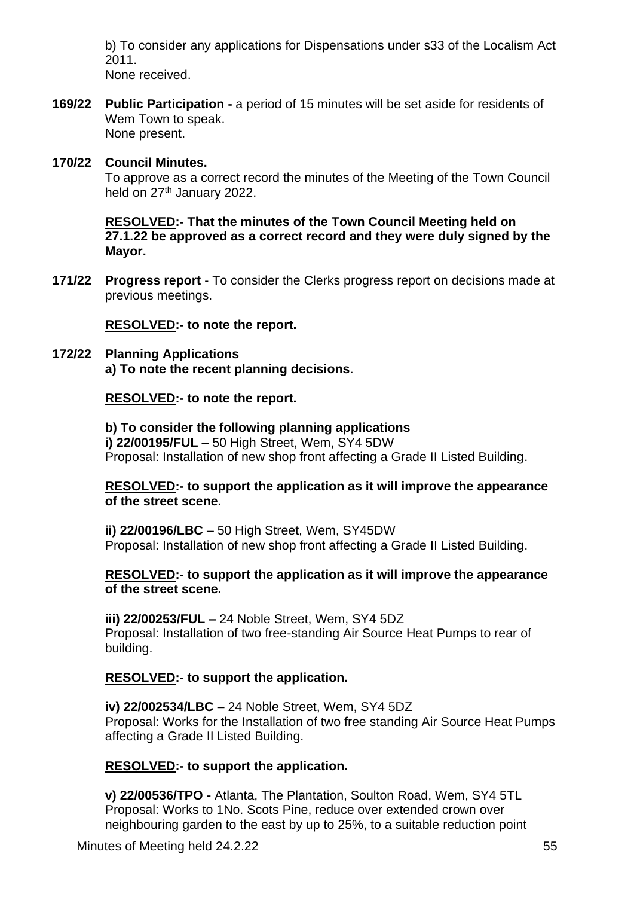b) To consider any applications for Dispensations under s33 of the Localism Act 2011.
None received.

**169/22 Public Participation -** a period of 15 minutes will be set aside for residents of Wem Town to speak.
None present.

**170/22 Council Minutes.**
To approve as a correct record the minutes of the Meeting of the Town Council held on 27th January 2022.

**RESOLVED:- That the minutes of the Town Council Meeting held on 27.1.22 be approved as a correct record and they were duly signed by the Mayor.**

**171/22 Progress report** - To consider the Clerks progress report on decisions made at previous meetings.

**RESOLVED:- to note the report.**

**172/22 Planning Applications**
**a) To note the recent planning decisions**.

**RESOLVED:- to note the report.**

**b) To consider the following planning applications**
**i) 22/00195/FUL** – 50 High Street, Wem, SY4 5DW
Proposal: Installation of new shop front affecting a Grade II Listed Building.

**RESOLVED:- to support the application as it will improve the appearance of the street scene.**

**ii) 22/00196/LBC** – 50 High Street, Wem, SY45DW
Proposal: Installation of new shop front affecting a Grade II Listed Building.

**RESOLVED:- to support the application as it will improve the appearance of the street scene.**

**iii) 22/00253/FUL –** 24 Noble Street, Wem, SY4 5DZ
Proposal: Installation of two free-standing Air Source Heat Pumps to rear of building.

**RESOLVED:- to support the application.**

**iv) 22/002534/LBC** – 24 Noble Street, Wem, SY4 5DZ
Proposal: Works for the Installation of two free standing Air Source Heat Pumps affecting a Grade II Listed Building.

**RESOLVED:- to support the application.**

**v) 22/00536/TPO -** Atlanta, The Plantation, Soulton Road, Wem, SY4 5TL
Proposal: Works to 1No. Scots Pine, reduce over extended crown over neighbouring garden to the east by up to 25%, to a suitable reduction point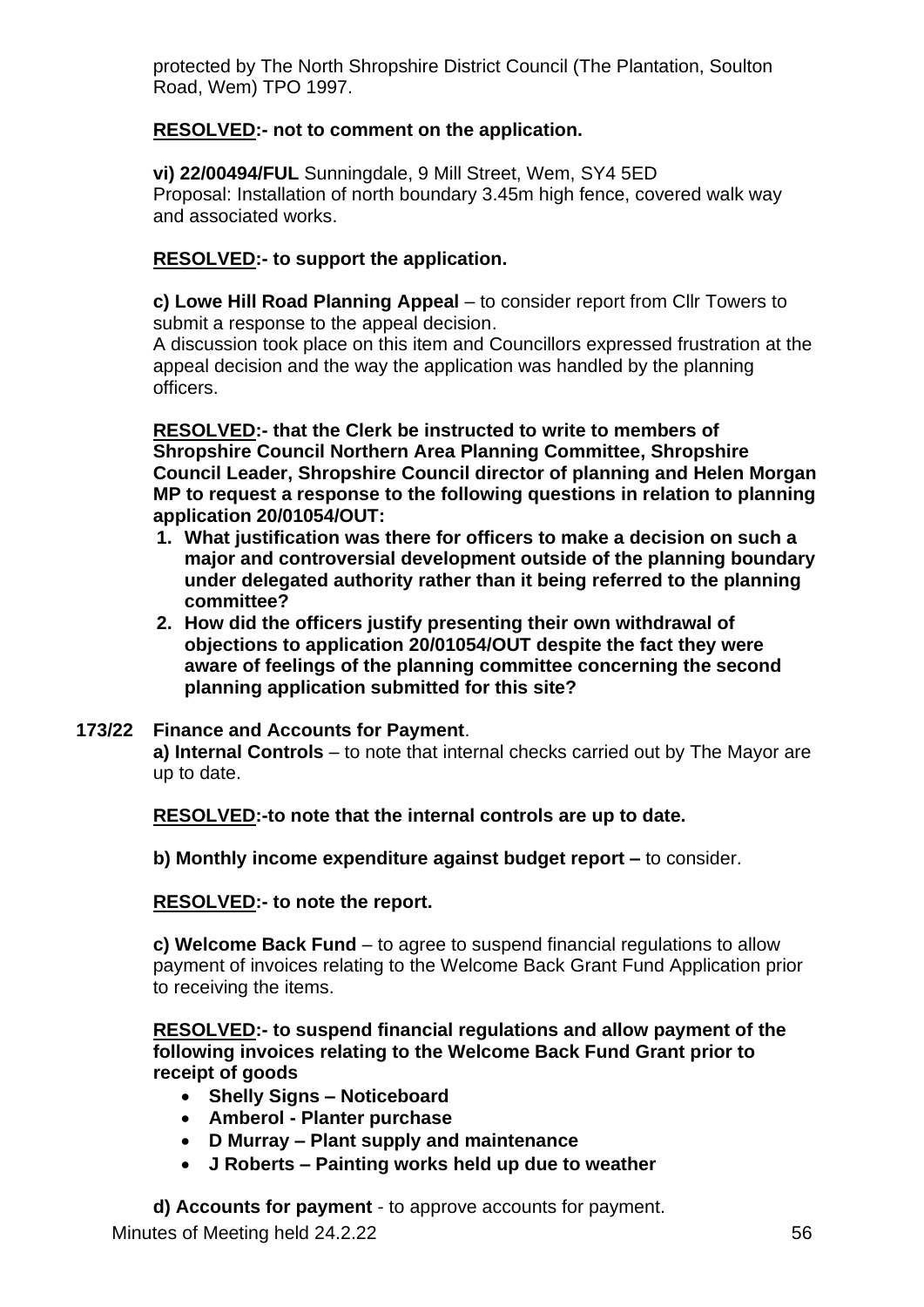protected by The North Shropshire District Council (The Plantation, Soulton Road, Wem) TPO 1997.

**RESOLVED:- not to comment on the application.**

**vi) 22/00494/FUL** Sunningdale, 9 Mill Street, Wem, SY4 5ED
Proposal: Installation of north boundary 3.45m high fence, covered walk way and associated works.

**RESOLVED:- to support the application.**

**c) Lowe Hill Road Planning Appeal** – to consider report from Cllr Towers to submit a response to the appeal decision.
A discussion took place on this item and Councillors expressed frustration at the appeal decision and the way the application was handled by the planning officers.

**RESOLVED:- that the Clerk be instructed to write to members of Shropshire Council Northern Area Planning Committee, Shropshire Council Leader, Shropshire Council director of planning and Helen Morgan MP to request a response to the following questions in relation to planning application 20/01054/OUT:**

1. **What justification was there for officers to make a decision on such a major and controversial development outside of the planning boundary under delegated authority rather than it being referred to the planning committee?**
2. **How did the officers justify presenting their own withdrawal of objections to application 20/01054/OUT despite the fact they were aware of feelings of the planning committee concerning the second planning application submitted for this site?**

**173/22 Finance and Accounts for Payment**.

**a) Internal Controls** – to note that internal checks carried out by The Mayor are up to date.

**RESOLVED:-to note that the internal controls are up to date.**

**b) Monthly income expenditure against budget report –** to consider.

**RESOLVED:- to note the report.**

**c) Welcome Back Fund** – to agree to suspend financial regulations to allow payment of invoices relating to the Welcome Back Grant Fund Application prior to receiving the items.

**RESOLVED:- to suspend financial regulations and allow payment of the following invoices relating to the Welcome Back Fund Grant prior to receipt of goods**

- **Shelly Signs – Noticeboard**
- **Amberol - Planter purchase**
- **D Murray – Plant supply and maintenance**
- **J Roberts – Painting works held up due to weather**

**d) Accounts for payment** - to approve accounts for payment.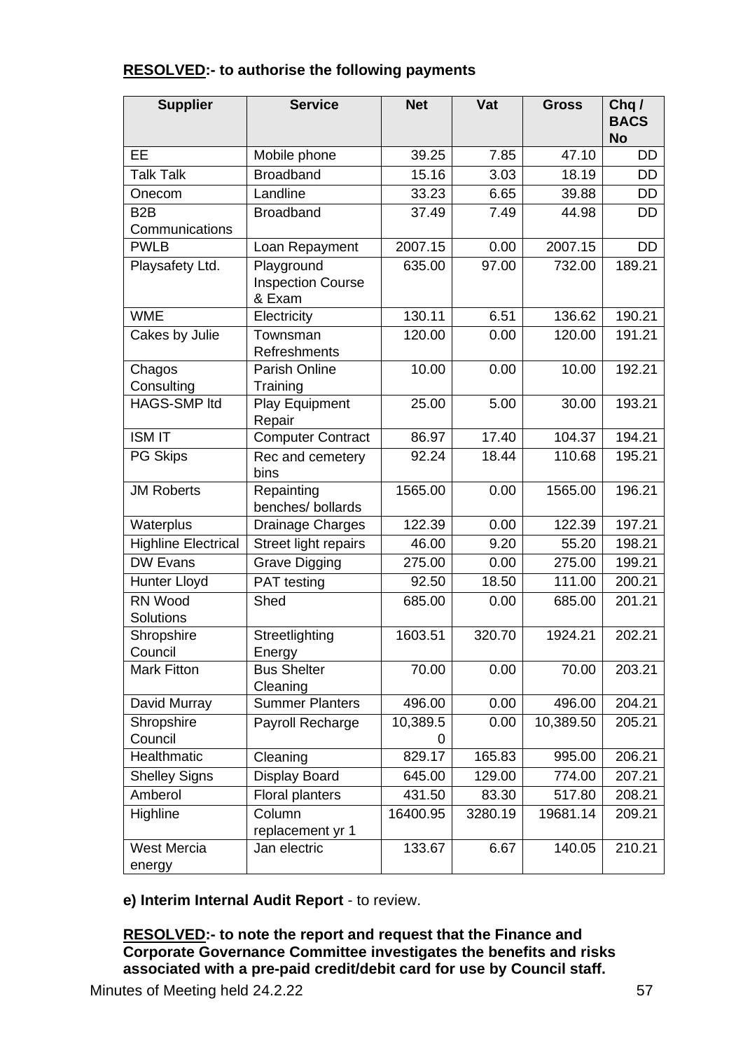**RESOLVED:- to authorise the following payments**

| Supplier | Service | Net | Vat | Gross | Chq / BACS No |
|---|---|---|---|---|---|
| EE | Mobile phone | 39.25 | 7.85 | 47.10 | DD |
| Talk Talk | Broadband | 15.16 | 3.03 | 18.19 | DD |
| Onecom | Landline | 33.23 | 6.65 | 39.88 | DD |
| B2B Communications | Broadband | 37.49 | 7.49 | 44.98 | DD |
| PWLB | Loan Repayment | 2007.15 | 0.00 | 2007.15 | DD |
| Playsafety Ltd. | Playground Inspection Course & Exam | 635.00 | 97.00 | 732.00 | 189.21 |
| WME | Electricity | 130.11 | 6.51 | 136.62 | 190.21 |
| Cakes by Julie | Townsman Refreshments | 120.00 | 0.00 | 120.00 | 191.21 |
| Chagos Consulting | Parish Online Training | 10.00 | 0.00 | 10.00 | 192.21 |
| HAGS-SMP ltd | Play Equipment Repair | 25.00 | 5.00 | 30.00 | 193.21 |
| ISM IT | Computer Contract | 86.97 | 17.40 | 104.37 | 194.21 |
| PG Skips | Rec and cemetery bins | 92.24 | 18.44 | 110.68 | 195.21 |
| JM Roberts | Repainting benches/ bollards | 1565.00 | 0.00 | 1565.00 | 196.21 |
| Waterplus | Drainage Charges | 122.39 | 0.00 | 122.39 | 197.21 |
| Highline Electrical | Street light repairs | 46.00 | 9.20 | 55.20 | 198.21 |
| DW Evans | Grave Digging | 275.00 | 0.00 | 275.00 | 199.21 |
| Hunter Lloyd | PAT testing | 92.50 | 18.50 | 111.00 | 200.21 |
| RN Wood Solutions | Shed | 685.00 | 0.00 | 685.00 | 201.21 |
| Shropshire Council | Streetlighting Energy | 1603.51 | 320.70 | 1924.21 | 202.21 |
| Mark Fitton | Bus Shelter Cleaning | 70.00 | 0.00 | 70.00 | 203.21 |
| David Murray | Summer Planters | 496.00 | 0.00 | 496.00 | 204.21 |
| Shropshire Council | Payroll Recharge | 10,389.50 | 0.00 | 10,389.50 | 205.21 |
| Healthmatic | Cleaning | 829.17 | 165.83 | 995.00 | 206.21 |
| Shelley Signs | Display Board | 645.00 | 129.00 | 774.00 | 207.21 |
| Amberol | Floral planters | 431.50 | 83.30 | 517.80 | 208.21 |
| Highline | Column replacement yr 1 | 16400.95 | 3280.19 | 19681.14 | 209.21 |
| West Mercia energy | Jan electric | 133.67 | 6.67 | 140.05 | 210.21 |

**e) Interim Internal Audit Report** - to review.

**RESOLVED:- to note the report and request that the Finance and Corporate Governance Committee investigates the benefits and risks associated with a pre-paid credit/debit card for use by Council staff.**

Minutes of Meeting held 24.2.22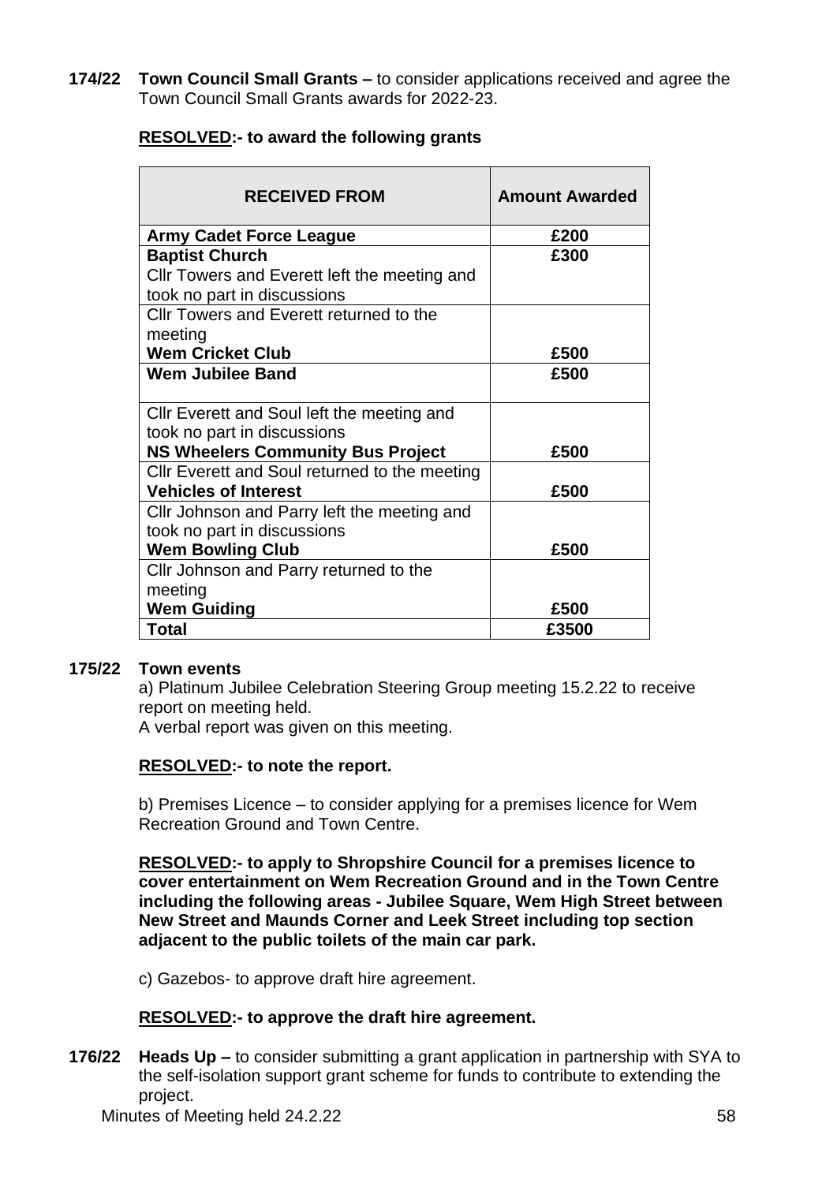**174/22 Town Council Small Grants –** to consider applications received and agree the Town Council Small Grants awards for 2022-23.

**<u>RESOLVED</u>:- to award the following grants**

| RECEIVED FROM | Amount Awarded |
|---|---|
| **Army Cadet Force League** | **£200** |
| **Baptist Church**<br>Cllr Towers and Everett left the meeting and took no part in discussions | **£300** |
| Cllr Towers and Everett returned to the meeting<br>**Wem Cricket Club** | **£500** |
| **Wem Jubilee Band** | **£500** |
| Cllr Everett and Soul left the meeting and took no part in discussions<br>**NS Wheelers Community Bus Project** | **£500** |
| Cllr Everett and Soul returned to the meeting<br>**Vehicles of Interest** | **£500** |
| Cllr Johnson and Parry left the meeting and took no part in discussions<br>**Wem Bowling Club** | **£500** |
| Cllr Johnson and Parry returned to the meeting<br>**Wem Guiding** | **£500** |
| **Total** | **£3500** |

**175/22 Town events**

a) Platinum Jubilee Celebration Steering Group meeting 15.2.22 to receive report on meeting held.
A verbal report was given on this meeting.

**<u>RESOLVED</u>:- to note the report.**

b) Premises Licence – to consider applying for a premises licence for Wem Recreation Ground and Town Centre.

**<u>RESOLVED</u>:- to apply to Shropshire Council for a premises licence to cover entertainment on Wem Recreation Ground and in the Town Centre including the following areas - Jubilee Square, Wem High Street between New Street and Maunds Corner and Leek Street including top section adjacent to the public toilets of the main car park.**

c) Gazebos- to approve draft hire agreement.

**<u>RESOLVED</u>:- to approve the draft hire agreement.**

**176/22 Heads Up –** to consider submitting a grant application in partnership with SYA to the self-isolation support grant scheme for funds to contribute to extending the project.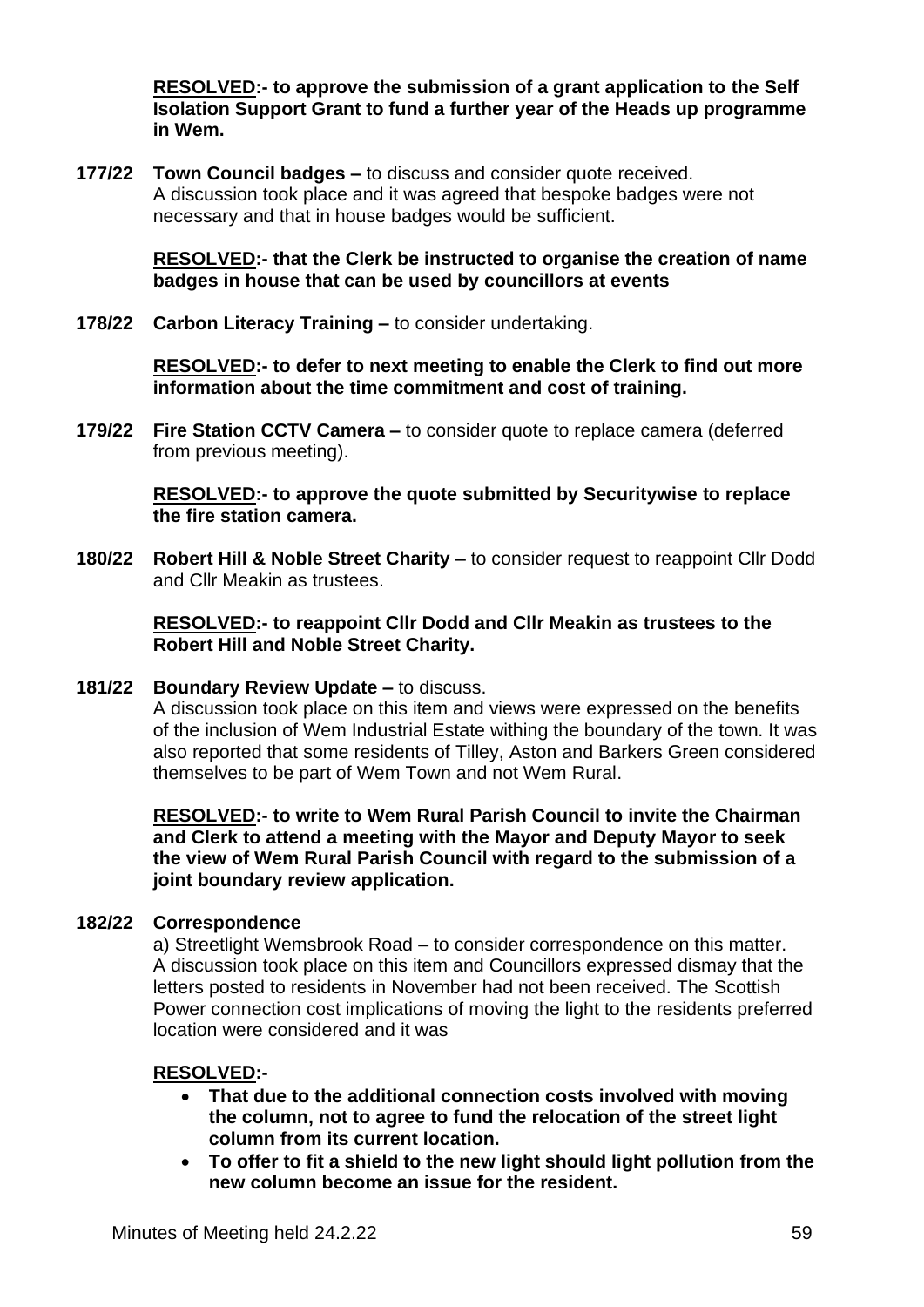**RESOLVED:- to approve the submission of a grant application to the Self Isolation Support Grant to fund a further year of the Heads up programme in Wem.**

**177/22 Town Council badges –** to discuss and consider quote received.
A discussion took place and it was agreed that bespoke badges were not necessary and that in house badges would be sufficient.

**RESOLVED:- that the Clerk be instructed to organise the creation of name badges in house that can be used by councillors at events**

**178/22 Carbon Literacy Training –** to consider undertaking.

**RESOLVED:- to defer to next meeting to enable the Clerk to find out more information about the time commitment and cost of training.**

**179/22 Fire Station CCTV Camera –** to consider quote to replace camera (deferred from previous meeting).

**RESOLVED:- to approve the quote submitted by Securitywise to replace the fire station camera.**

**180/22 Robert Hill & Noble Street Charity –** to consider request to reappoint Cllr Dodd and Cllr Meakin as trustees.

**RESOLVED:- to reappoint Cllr Dodd and Cllr Meakin as trustees to the Robert Hill and Noble Street Charity.**

**181/22 Boundary Review Update –** to discuss.
A discussion took place on this item and views were expressed on the benefits of the inclusion of Wem Industrial Estate withing the boundary of the town. It was also reported that some residents of Tilley, Aston and Barkers Green considered themselves to be part of Wem Town and not Wem Rural.

**RESOLVED:- to write to Wem Rural Parish Council to invite the Chairman and Clerk to attend a meeting with the Mayor and Deputy Mayor to seek the view of Wem Rural Parish Council with regard to the submission of a joint boundary review application.**

**182/22 Correspondence**

a) Streetlight Wemsbrook Road – to consider correspondence on this matter.
A discussion took place on this item and Councillors expressed dismay that the letters posted to residents in November had not been received. The Scottish Power connection cost implications of moving the light to the residents preferred location were considered and it was

**RESOLVED:-**

- **That due to the additional connection costs involved with moving the column, not to agree to fund the relocation of the street light column from its current location.**
- **To offer to fit a shield to the new light should light pollution from the new column become an issue for the resident.**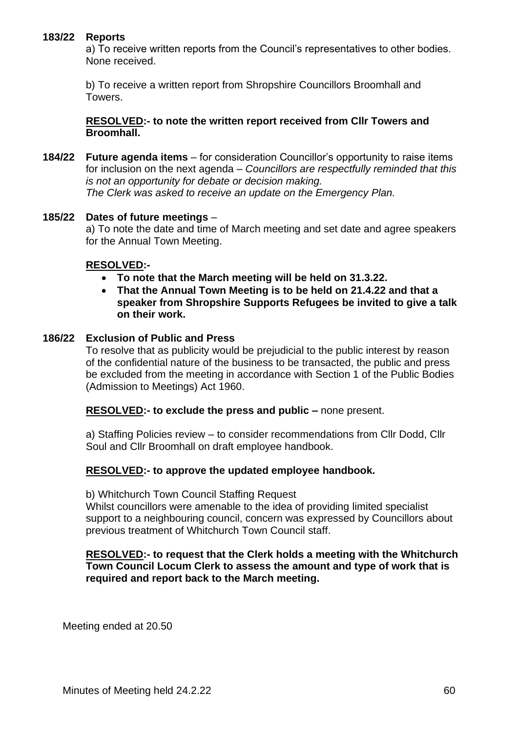**183/22 Reports**

a) To receive written reports from the Council's representatives to other bodies. None received.

b) To receive a written report from Shropshire Councillors Broomhall and Towers.

**RESOLVED:- to note the written report received from Cllr Towers and Broomhall.**

**184/22 Future agenda items** – for consideration Councillor's opportunity to raise items for inclusion on the next agenda – *Councillors are respectfully reminded that this is not an opportunity for debate or decision making.*
*The Clerk was asked to receive an update on the Emergency Plan.*

**185/22 Dates of future meetings** –

a) To note the date and time of March meeting and set date and agree speakers for the Annual Town Meeting.

**RESOLVED:-**

- **To note that the March meeting will be held on 31.3.22.**
- **That the Annual Town Meeting is to be held on 21.4.22 and that a speaker from Shropshire Supports Refugees be invited to give a talk on their work.**

**186/22 Exclusion of Public and Press**

To resolve that as publicity would be prejudicial to the public interest by reason of the confidential nature of the business to be transacted, the public and press be excluded from the meeting in accordance with Section 1 of the Public Bodies (Admission to Meetings) Act 1960.

**RESOLVED:- to exclude the press and public –** none present.

a) Staffing Policies review – to consider recommendations from Cllr Dodd, Cllr Soul and Cllr Broomhall on draft employee handbook.

**RESOLVED:- to approve the updated employee handbook.**

b) Whitchurch Town Council Staffing Request

Whilst councillors were amenable to the idea of providing limited specialist support to a neighbouring council, concern was expressed by Councillors about previous treatment of Whitchurch Town Council staff.

**RESOLVED:- to request that the Clerk holds a meeting with the Whitchurch Town Council Locum Clerk to assess the amount and type of work that is required and report back to the March meeting.**

Meeting ended at 20.50